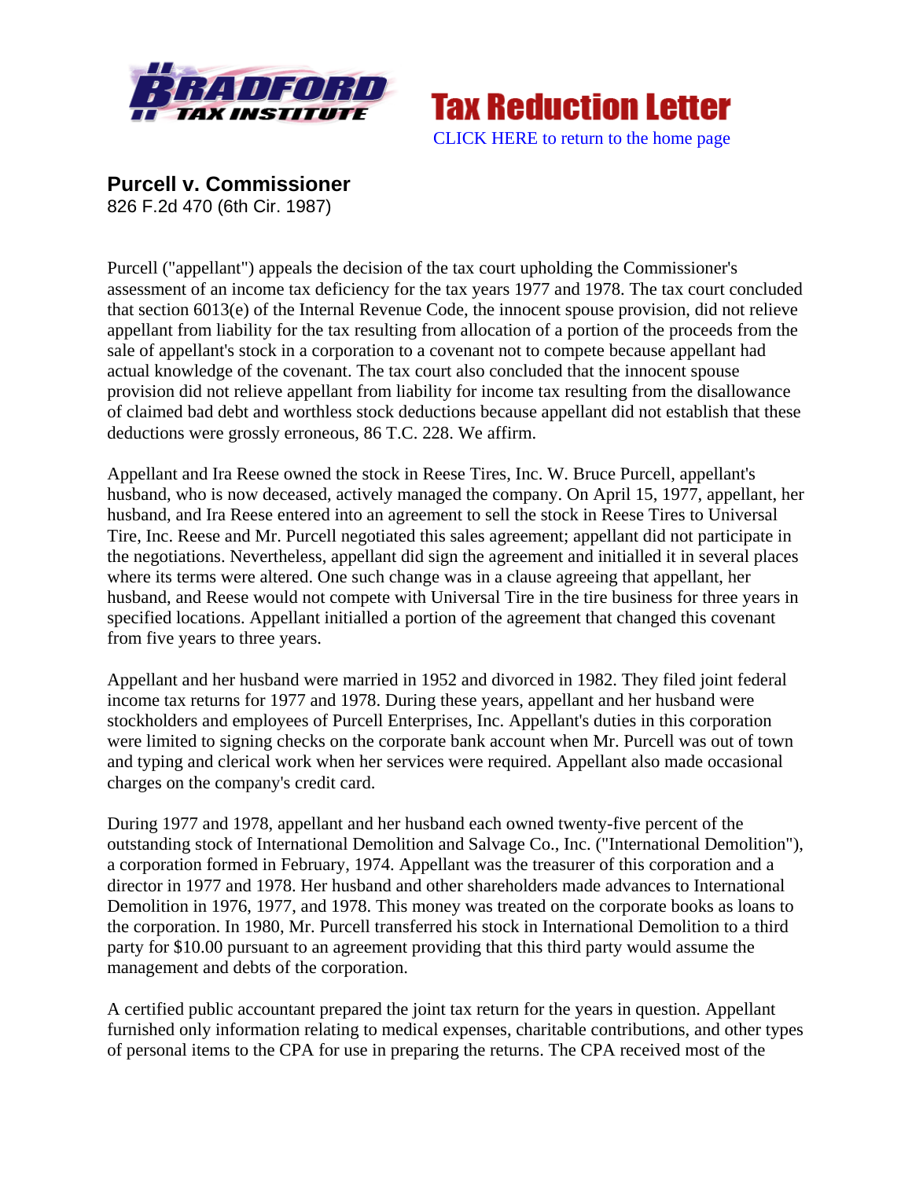**Tax Reduction Letter**

CLICK HERE to return to the home page

## Purcell v. Commissioner

826 F.2d 470 (6th Cir. 1987)

Purcell ("appellant") appeals the decision of the tax court upholding the Commissioner's assessment of an income tax deficiency for the tax years 1977 and 1978. The tax court concluded that section 6013(e) of the Internal Revenue Code, the innocent spouse provision, did not relieve appellant from liability for the tax resulting from allocation of a portion of the proceeds from the sale of appellant's stock in a corporation to a covenant not to compete because appellant had actual knowledge of the covenant. The tax court also concluded that the innocent spouse provision did not relieve appellant from liability for income tax resulting from the disallowance of claimed bad debt and worthless stock deductions because appellant did not establish that these deductions were grossly erroneous, 86 T.C. 228. We affirm.

Appellant and Ira Reese owned the stock in Reese Tires, Inc. W. Bruce Purcell, appellant's husband, who is now deceased, actively managed the company. On April 15, 1977, appellant, her husband, and Ira Reese entered into an agreement to sell the stock in Reese Tires to Universal Tire, Inc. Reese and Mr. Purcell negotiated this sales agreement; appellant did not participate in the negotiations. Nevertheless, appellant did sign the agreement and initialled it in several places where its terms were altered. One such change was in a clause agreeing that appellant, her husband, and Reese would not compete with Universal Tire in the tire business for three years in specified locations. Appellant initialled a portion of the agreement that changed this covenant from five years to three years.

Appellant and her husband were married in 1952 and divorced in 1982. They filed joint federal income tax returns for 1977 and 1978. During these years, appellant and her husband were stockholders and employees of Purcell Enterprises, Inc. Appellant's duties in this corporation were limited to signing checks on the corporate bank account when Mr. Purcell was out of town and typing and clerical work when her services were required. Appellant also made occasional charges on the company's credit card.

During 1977 and 1978, appellant and her husband each owned twenty-five percent of the outstanding stock of International Demolition and Salvage Co., Inc. ("International Demolition"), a corporation formed in February, 1974. Appellant was the treasurer of this corporation and a director in 1977 and 1978. Her husband and other shareholders made advances to International Demolition in 1976, 1977, and 1978. This money was treated on the corporate books as loans to the corporation. In 1980, Mr. Purcell transferred his stock in International Demolition to a third party for $10.00 pursuant to an agreement providing that this third party would assume the management and debts of the corporation.

A certified public accountant prepared the joint tax return for the years in question. Appellant furnished only information relating to medical expenses, charitable contributions, and other types of personal items to the CPA for use in preparing the returns. The CPA received most of the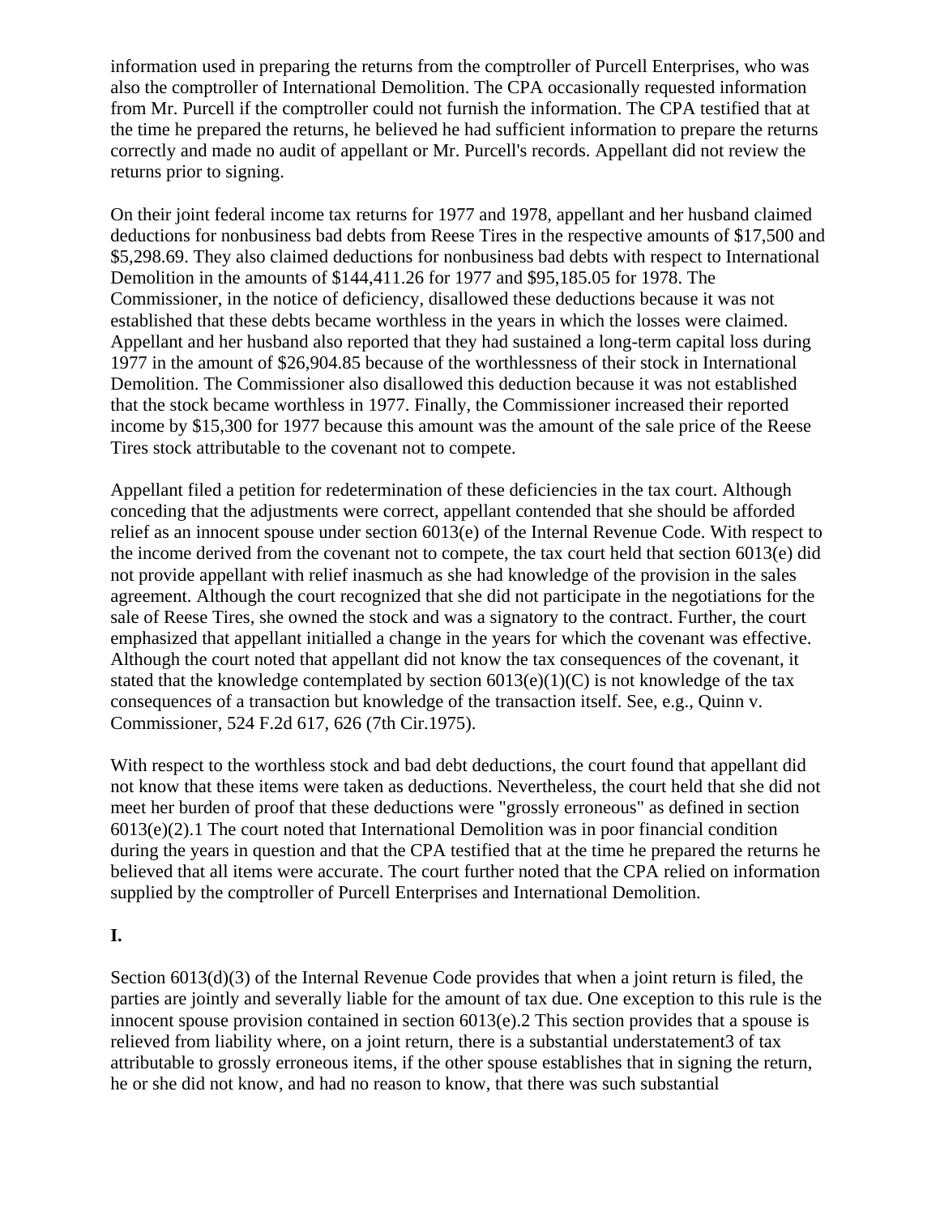information used in preparing the returns from the comptroller of Purcell Enterprises, who was also the comptroller of International Demolition. The CPA occasionally requested information from Mr. Purcell if the comptroller could not furnish the information. The CPA testified that at the time he prepared the returns, he believed he had sufficient information to prepare the returns correctly and made no audit of appellant or Mr. Purcell's records. Appellant did not review the returns prior to signing.

On their joint federal income tax returns for 1977 and 1978, appellant and her husband claimed deductions for nonbusiness bad debts from Reese Tires in the respective amounts of $17,500 and $5,298.69. They also claimed deductions for nonbusiness bad debts with respect to International Demolition in the amounts of $144,411.26 for 1977 and $95,185.05 for 1978. The Commissioner, in the notice of deficiency, disallowed these deductions because it was not established that these debts became worthless in the years in which the losses were claimed. Appellant and her husband also reported that they had sustained a long-term capital loss during 1977 in the amount of $26,904.85 because of the worthlessness of their stock in International Demolition. The Commissioner also disallowed this deduction because it was not established that the stock became worthless in 1977. Finally, the Commissioner increased their reported income by $15,300 for 1977 because this amount was the amount of the sale price of the Reese Tires stock attributable to the covenant not to compete.

Appellant filed a petition for redetermination of these deficiencies in the tax court. Although conceding that the adjustments were correct, appellant contended that she should be afforded relief as an innocent spouse under section 6013(e) of the Internal Revenue Code. With respect to the income derived from the covenant not to compete, the tax court held that section 6013(e) did not provide appellant with relief inasmuch as she had knowledge of the provision in the sales agreement. Although the court recognized that she did not participate in the negotiations for the sale of Reese Tires, she owned the stock and was a signatory to the contract. Further, the court emphasized that appellant initialled a change in the years for which the covenant was effective. Although the court noted that appellant did not know the tax consequences of the covenant, it stated that the knowledge contemplated by section 6013(e)(1)(C) is not knowledge of the tax consequences of a transaction but knowledge of the transaction itself. See, e.g., Quinn v. Commissioner, 524 F.2d 617, 626 (7th Cir.1975).

With respect to the worthless stock and bad debt deductions, the court found that appellant did not know that these items were taken as deductions. Nevertheless, the court held that she did not meet her burden of proof that these deductions were "grossly erroneous" as defined in section 6013(e)(2).[1] The court noted that International Demolition was in poor financial condition during the years in question and that the CPA testified that at the time he prepared the returns he believed that all items were accurate. The court further noted that the CPA relied on information supplied by the comptroller of Purcell Enterprises and International Demolition.

**I.**

Section 6013(d)(3) of the Internal Revenue Code provides that when a joint return is filed, the parties are jointly and severally liable for the amount of tax due. One exception to this rule is the innocent spouse provision contained in section 6013(e).[2] This section provides that a spouse is relieved from liability where, on a joint return, there is a substantial understatement[3] of tax attributable to grossly erroneous items, if the other spouse establishes that in signing the return, he or she did not know, and had no reason to know, that there was such substantial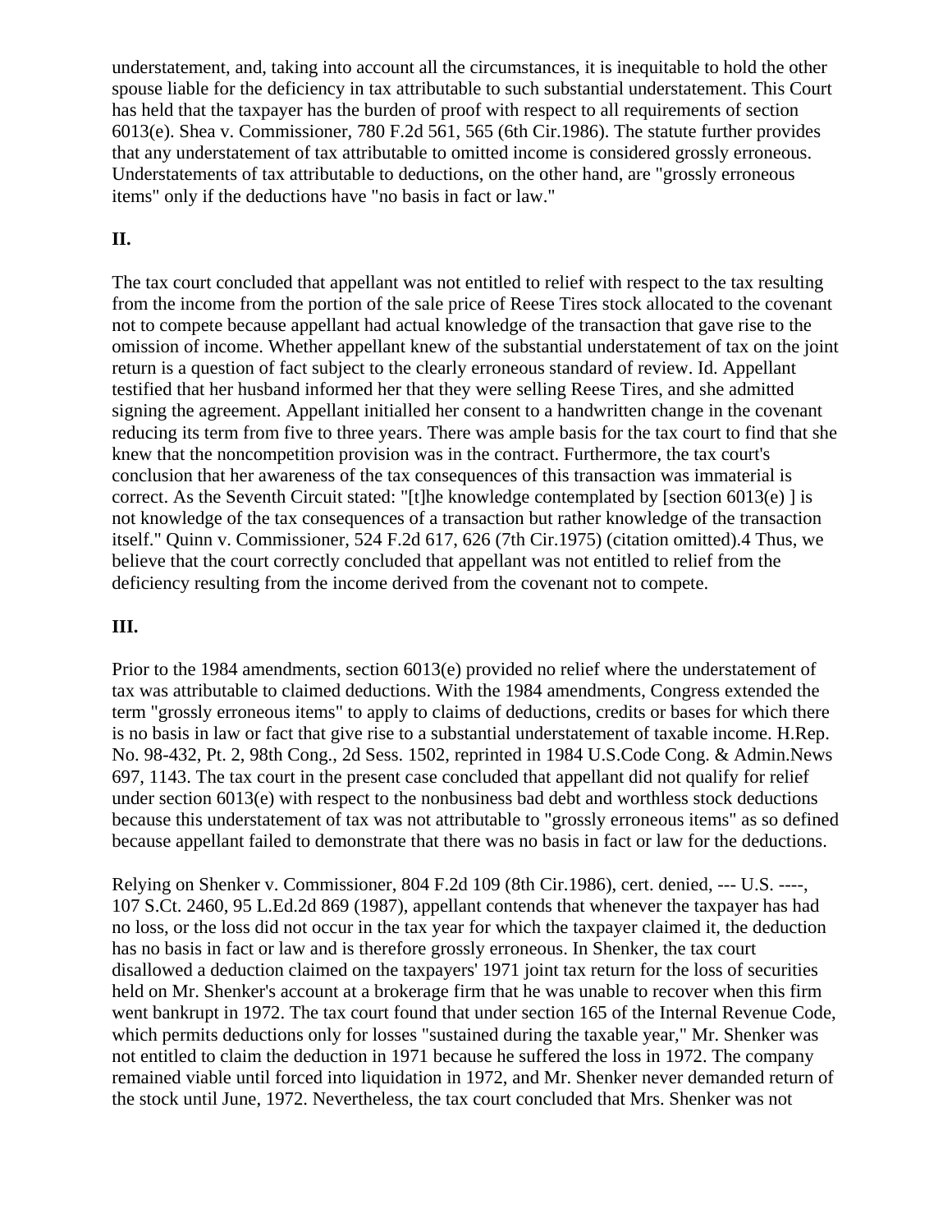understatement, and, taking into account all the circumstances, it is inequitable to hold the other spouse liable for the deficiency in tax attributable to such substantial understatement. This Court has held that the taxpayer has the burden of proof with respect to all requirements of section 6013(e). Shea v. Commissioner, 780 F.2d 561, 565 (6th Cir.1986). The statute further provides that any understatement of tax attributable to omitted income is considered grossly erroneous. Understatements of tax attributable to deductions, on the other hand, are "grossly erroneous items" only if the deductions have "no basis in fact or law."

**II.**

The tax court concluded that appellant was not entitled to relief with respect to the tax resulting from the income from the portion of the sale price of Reese Tires stock allocated to the covenant not to compete because appellant had actual knowledge of the transaction that gave rise to the omission of income. Whether appellant knew of the substantial understatement of tax on the joint return is a question of fact subject to the clearly erroneous standard of review. Id. Appellant testified that her husband informed her that they were selling Reese Tires, and she admitted signing the agreement. Appellant initialled her consent to a handwritten change in the covenant reducing its term from five to three years. There was ample basis for the tax court to find that she knew that the noncompetition provision was in the contract. Furthermore, the tax court's conclusion that her awareness of the tax consequences of this transaction was immaterial is correct. As the Seventh Circuit stated: "[t]he knowledge contemplated by [section 6013(e) ] is not knowledge of the tax consequences of a transaction but rather knowledge of the transaction itself." Quinn v. Commissioner, 524 F.2d 617, 626 (7th Cir.1975) (citation omitted).4 Thus, we believe that the court correctly concluded that appellant was not entitled to relief from the deficiency resulting from the income derived from the covenant not to compete.

**III.**

Prior to the 1984 amendments, section 6013(e) provided no relief where the understatement of tax was attributable to claimed deductions. With the 1984 amendments, Congress extended the term "grossly erroneous items" to apply to claims of deductions, credits or bases for which there is no basis in law or fact that give rise to a substantial understatement of taxable income. H.Rep. No. 98-432, Pt. 2, 98th Cong., 2d Sess. 1502, reprinted in 1984 U.S.Code Cong. & Admin.News 697, 1143. The tax court in the present case concluded that appellant did not qualify for relief under section 6013(e) with respect to the nonbusiness bad debt and worthless stock deductions because this understatement of tax was not attributable to "grossly erroneous items" as so defined because appellant failed to demonstrate that there was no basis in fact or law for the deductions.

Relying on Shenker v. Commissioner, 804 F.2d 109 (8th Cir.1986), cert. denied, --- U.S. ----, 107 S.Ct. 2460, 95 L.Ed.2d 869 (1987), appellant contends that whenever the taxpayer has had no loss, or the loss did not occur in the tax year for which the taxpayer claimed it, the deduction has no basis in fact or law and is therefore grossly erroneous. In Shenker, the tax court disallowed a deduction claimed on the taxpayers' 1971 joint tax return for the loss of securities held on Mr. Shenker's account at a brokerage firm that he was unable to recover when this firm went bankrupt in 1972. The tax court found that under section 165 of the Internal Revenue Code, which permits deductions only for losses "sustained during the taxable year," Mr. Shenker was not entitled to claim the deduction in 1971 because he suffered the loss in 1972. The company remained viable until forced into liquidation in 1972, and Mr. Shenker never demanded return of the stock until June, 1972. Nevertheless, the tax court concluded that Mrs. Shenker was not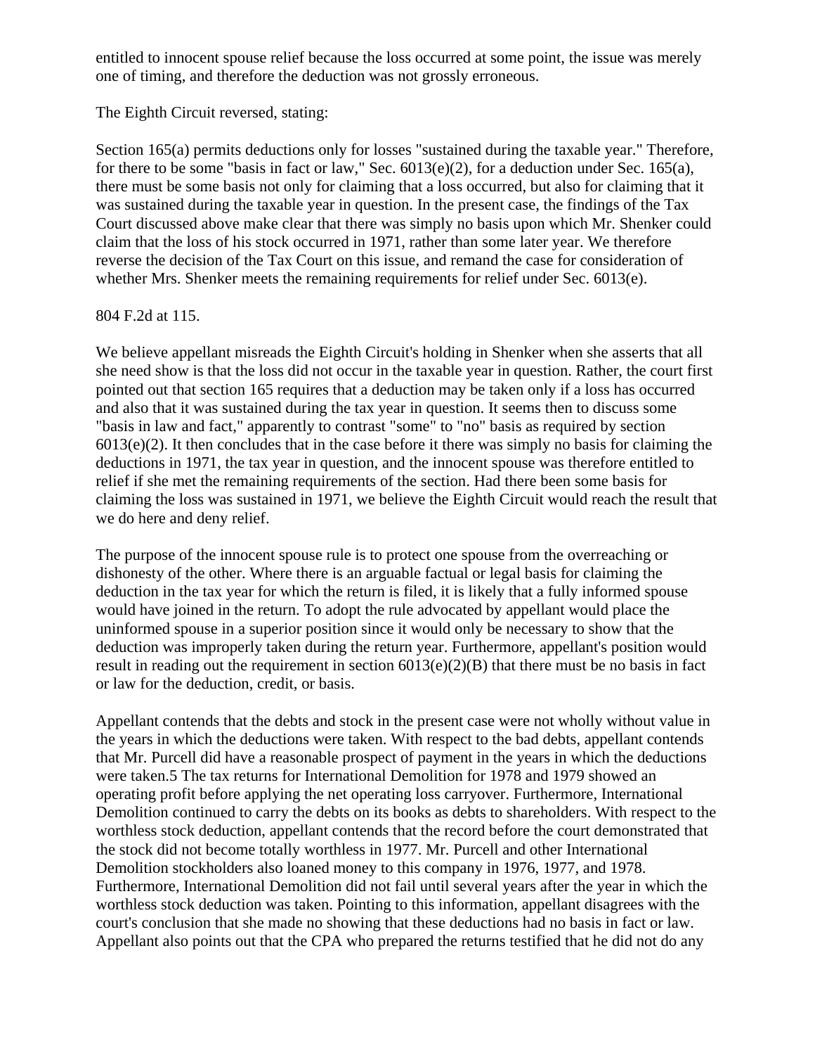entitled to innocent spouse relief because the loss occurred at some point, the issue was merely one of timing, and therefore the deduction was not grossly erroneous.

The Eighth Circuit reversed, stating:

Section 165(a) permits deductions only for losses "sustained during the taxable year." Therefore, for there to be some "basis in fact or law," Sec. 6013(e)(2), for a deduction under Sec. 165(a), there must be some basis not only for claiming that a loss occurred, but also for claiming that it was sustained during the taxable year in question. In the present case, the findings of the Tax Court discussed above make clear that there was simply no basis upon which Mr. Shenker could claim that the loss of his stock occurred in 1971, rather than some later year. We therefore reverse the decision of the Tax Court on this issue, and remand the case for consideration of whether Mrs. Shenker meets the remaining requirements for relief under Sec. 6013(e).

804 F.2d at 115.

We believe appellant misreads the Eighth Circuit's holding in Shenker when she asserts that all she need show is that the loss did not occur in the taxable year in question. Rather, the court first pointed out that section 165 requires that a deduction may be taken only if a loss has occurred and also that it was sustained during the tax year in question. It seems then to discuss some "basis in law and fact," apparently to contrast "some" to "no" basis as required by section 6013(e)(2). It then concludes that in the case before it there was simply no basis for claiming the deductions in 1971, the tax year in question, and the innocent spouse was therefore entitled to relief if she met the remaining requirements of the section. Had there been some basis for claiming the loss was sustained in 1971, we believe the Eighth Circuit would reach the result that we do here and deny relief.

The purpose of the innocent spouse rule is to protect one spouse from the overreaching or dishonesty of the other. Where there is an arguable factual or legal basis for claiming the deduction in the tax year for which the return is filed, it is likely that a fully informed spouse would have joined in the return. To adopt the rule advocated by appellant would place the uninformed spouse in a superior position since it would only be necessary to show that the deduction was improperly taken during the return year. Furthermore, appellant's position would result in reading out the requirement in section 6013(e)(2)(B) that there must be no basis in fact or law for the deduction, credit, or basis.

Appellant contends that the debts and stock in the present case were not wholly without value in the years in which the deductions were taken. With respect to the bad debts, appellant contends that Mr. Purcell did have a reasonable prospect of payment in the years in which the deductions were taken.[5] The tax returns for International Demolition for 1978 and 1979 showed an operating profit before applying the net operating loss carryover. Furthermore, International Demolition continued to carry the debts on its books as debts to shareholders. With respect to the worthless stock deduction, appellant contends that the record before the court demonstrated that the stock did not become totally worthless in 1977. Mr. Purcell and other International Demolition stockholders also loaned money to this company in 1976, 1977, and 1978. Furthermore, International Demolition did not fail until several years after the year in which the worthless stock deduction was taken. Pointing to this information, appellant disagrees with the court's conclusion that she made no showing that these deductions had no basis in fact or law. Appellant also points out that the CPA who prepared the returns testified that he did not do any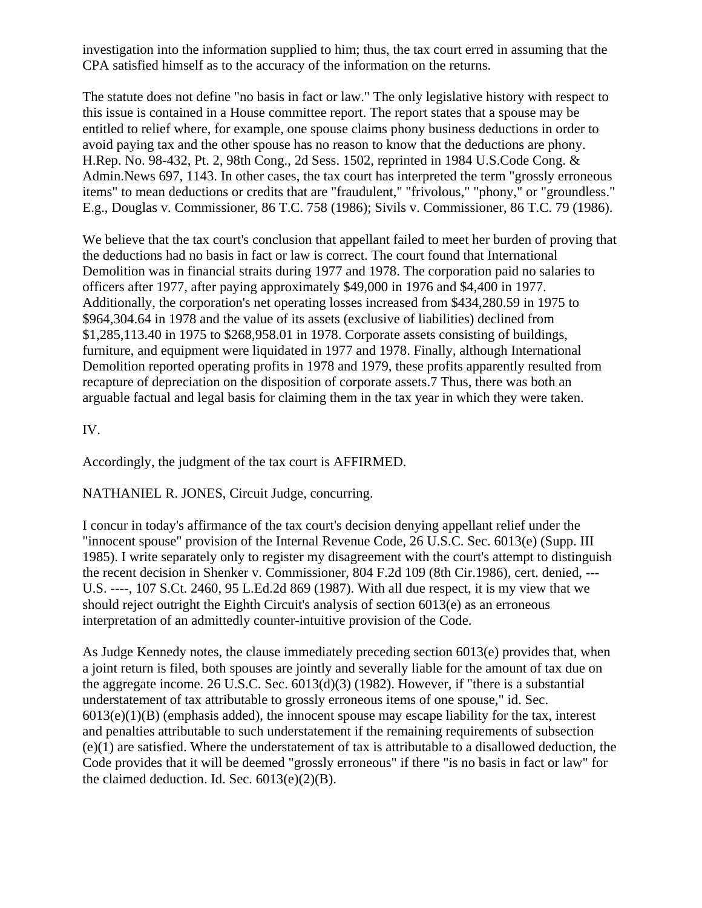investigation into the information supplied to him; thus, the tax court erred in assuming that the CPA satisfied himself as to the accuracy of the information on the returns.

The statute does not define "no basis in fact or law." The only legislative history with respect to this issue is contained in a House committee report. The report states that a spouse may be entitled to relief where, for example, one spouse claims phony business deductions in order to avoid paying tax and the other spouse has no reason to know that the deductions are phony. H.Rep. No. 98-432, Pt. 2, 98th Cong., 2d Sess. 1502, reprinted in 1984 U.S.Code Cong. & Admin.News 697, 1143. In other cases, the tax court has interpreted the term "grossly erroneous items" to mean deductions or credits that are "fraudulent," "frivolous," "phony," or "groundless." E.g., Douglas v. Commissioner, 86 T.C. 758 (1986); Sivils v. Commissioner, 86 T.C. 79 (1986).

We believe that the tax court's conclusion that appellant failed to meet her burden of proving that the deductions had no basis in fact or law is correct. The court found that International Demolition was in financial straits during 1977 and 1978. The corporation paid no salaries to officers after 1977, after paying approximately $49,000 in 1976 and $4,400 in 1977. Additionally, the corporation's net operating losses increased from $434,280.59 in 1975 to $964,304.64 in 1978 and the value of its assets (exclusive of liabilities) declined from $1,285,113.40 in 1975 to $268,958.01 in 1978. Corporate assets consisting of buildings, furniture, and equipment were liquidated in 1977 and 1978. Finally, although International Demolition reported operating profits in 1978 and 1979, these profits apparently resulted from recapture of depreciation on the disposition of corporate assets.7 Thus, there was both an arguable factual and legal basis for claiming them in the tax year in which they were taken.

IV.

Accordingly, the judgment of the tax court is AFFIRMED.

NATHANIEL R. JONES, Circuit Judge, concurring.

I concur in today's affirmance of the tax court's decision denying appellant relief under the "innocent spouse" provision of the Internal Revenue Code, 26 U.S.C. Sec. 6013(e) (Supp. III 1985). I write separately only to register my disagreement with the court's attempt to distinguish the recent decision in Shenker v. Commissioner, 804 F.2d 109 (8th Cir.1986), cert. denied, --- U.S. ----, 107 S.Ct. 2460, 95 L.Ed.2d 869 (1987). With all due respect, it is my view that we should reject outright the Eighth Circuit's analysis of section 6013(e) as an erroneous interpretation of an admittedly counter-intuitive provision of the Code.

As Judge Kennedy notes, the clause immediately preceding section 6013(e) provides that, when a joint return is filed, both spouses are jointly and severally liable for the amount of tax due on the aggregate income. 26 U.S.C. Sec. 6013(d)(3) (1982). However, if "there is a substantial understatement of tax attributable to grossly erroneous items of one spouse," id. Sec. 6013(e)(1)(B) (emphasis added), the innocent spouse may escape liability for the tax, interest and penalties attributable to such understatement if the remaining requirements of subsection (e)(1) are satisfied. Where the understatement of tax is attributable to a disallowed deduction, the Code provides that it will be deemed "grossly erroneous" if there "is no basis in fact or law" for the claimed deduction. Id. Sec. 6013(e)(2)(B).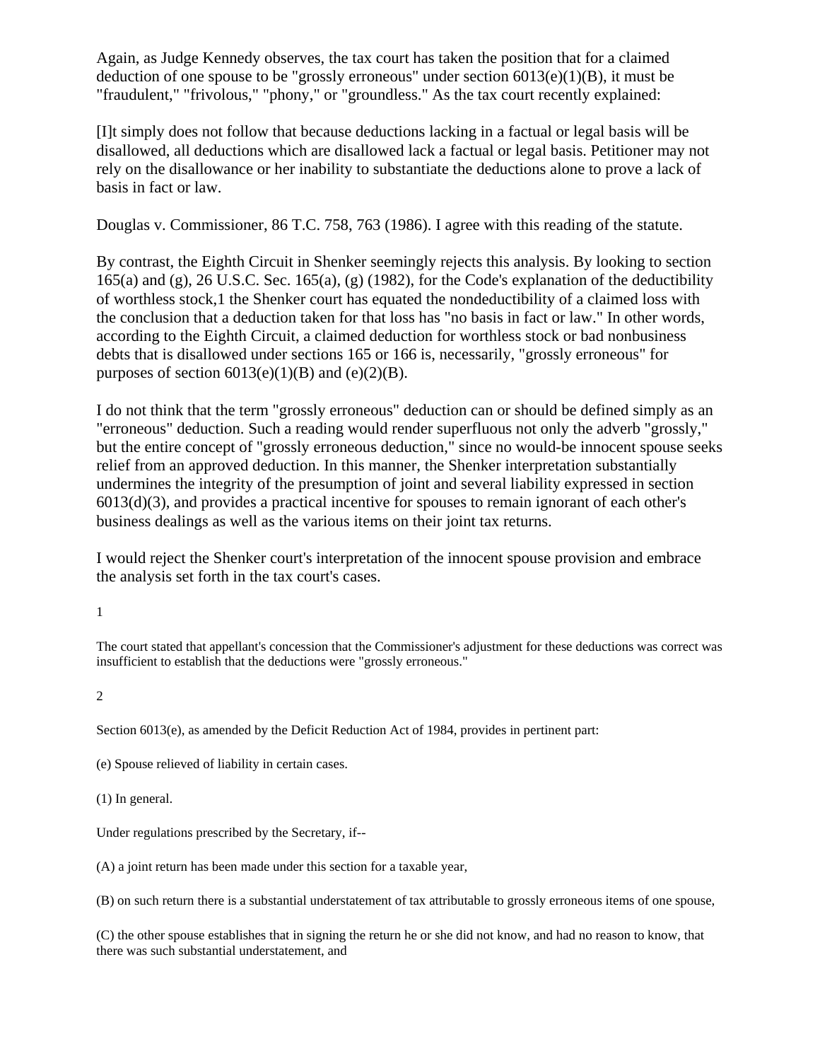Again, as Judge Kennedy observes, the tax court has taken the position that for a claimed deduction of one spouse to be "grossly erroneous" under section 6013(e)(1)(B), it must be "fraudulent," "frivolous," "phony," or "groundless." As the tax court recently explained:

[I]t simply does not follow that because deductions lacking in a factual or legal basis will be disallowed, all deductions which are disallowed lack a factual or legal basis. Petitioner may not rely on the disallowance or her inability to substantiate the deductions alone to prove a lack of basis in fact or law.

Douglas v. Commissioner, 86 T.C. 758, 763 (1986). I agree with this reading of the statute.

By contrast, the Eighth Circuit in Shenker seemingly rejects this analysis. By looking to section 165(a) and (g), 26 U.S.C. Sec. 165(a), (g) (1982), for the Code's explanation of the deductibility of worthless stock,1 the Shenker court has equated the nondeductibility of a claimed loss with the conclusion that a deduction taken for that loss has "no basis in fact or law." In other words, according to the Eighth Circuit, a claimed deduction for worthless stock or bad nonbusiness debts that is disallowed under sections 165 or 166 is, necessarily, "grossly erroneous" for purposes of section 6013(e)(1)(B) and (e)(2)(B).

I do not think that the term "grossly erroneous" deduction can or should be defined simply as an "erroneous" deduction. Such a reading would render superfluous not only the adverb "grossly," but the entire concept of "grossly erroneous deduction," since no would-be innocent spouse seeks relief from an approved deduction. In this manner, the Shenker interpretation substantially undermines the integrity of the presumption of joint and several liability expressed in section 6013(d)(3), and provides a practical incentive for spouses to remain ignorant of each other's business dealings as well as the various items on their joint tax returns.

I would reject the Shenker court's interpretation of the innocent spouse provision and embrace the analysis set forth in the tax court's cases.

1

The court stated that appellant's concession that the Commissioner's adjustment for these deductions was correct was insufficient to establish that the deductions were "grossly erroneous."

2

Section 6013(e), as amended by the Deficit Reduction Act of 1984, provides in pertinent part:

(e) Spouse relieved of liability in certain cases.

(1) In general.

Under regulations prescribed by the Secretary, if--

(A) a joint return has been made under this section for a taxable year,

(B) on such return there is a substantial understatement of tax attributable to grossly erroneous items of one spouse,

(C) the other spouse establishes that in signing the return he or she did not know, and had no reason to know, that there was such substantial understatement, and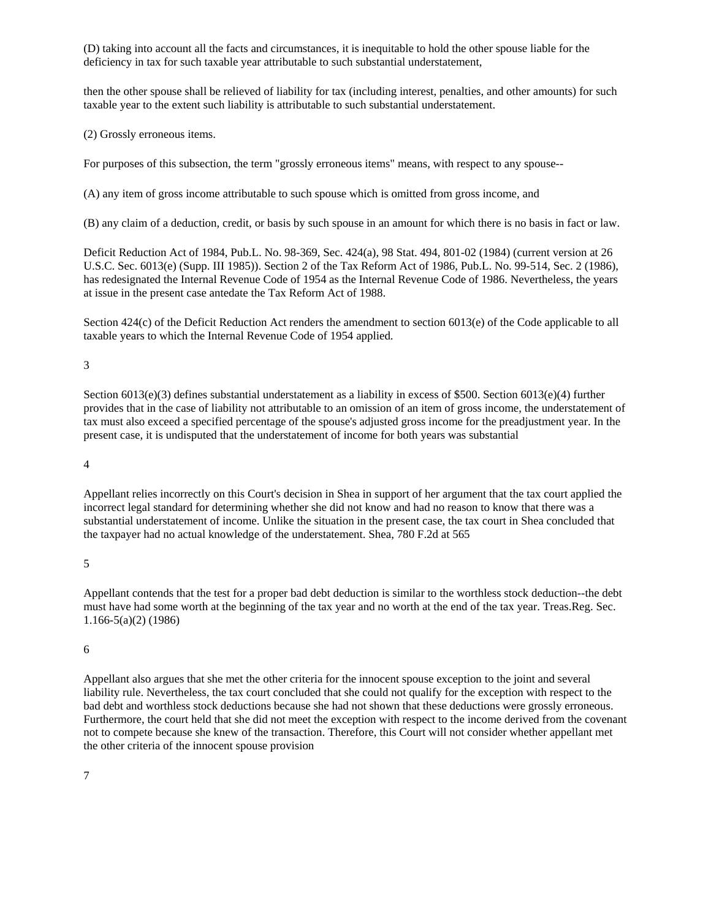(D) taking into account all the facts and circumstances, it is inequitable to hold the other spouse liable for the deficiency in tax for such taxable year attributable to such substantial understatement,

then the other spouse shall be relieved of liability for tax (including interest, penalties, and other amounts) for such taxable year to the extent such liability is attributable to such substantial understatement.

(2) Grossly erroneous items.

For purposes of this subsection, the term "grossly erroneous items" means, with respect to any spouse--

(A) any item of gross income attributable to such spouse which is omitted from gross income, and

(B) any claim of a deduction, credit, or basis by such spouse in an amount for which there is no basis in fact or law.

Deficit Reduction Act of 1984, Pub.L. No. 98-369, Sec. 424(a), 98 Stat. 494, 801-02 (1984) (current version at 26 U.S.C. Sec. 6013(e) (Supp. III 1985)). Section 2 of the Tax Reform Act of 1986, Pub.L. No. 99-514, Sec. 2 (1986), has redesignated the Internal Revenue Code of 1954 as the Internal Revenue Code of 1986. Nevertheless, the years at issue in the present case antedate the Tax Reform Act of 1988.

Section 424(c) of the Deficit Reduction Act renders the amendment to section 6013(e) of the Code applicable to all taxable years to which the Internal Revenue Code of 1954 applied.

3

Section 6013(e)(3) defines substantial understatement as a liability in excess of $500. Section 6013(e)(4) further provides that in the case of liability not attributable to an omission of an item of gross income, the understatement of tax must also exceed a specified percentage of the spouse's adjusted gross income for the preadjustment year. In the present case, it is undisputed that the understatement of income for both years was substantial

4

Appellant relies incorrectly on this Court's decision in Shea in support of her argument that the tax court applied the incorrect legal standard for determining whether she did not know and had no reason to know that there was a substantial understatement of income. Unlike the situation in the present case, the tax court in Shea concluded that the taxpayer had no actual knowledge of the understatement. Shea, 780 F.2d at 565

5

Appellant contends that the test for a proper bad debt deduction is similar to the worthless stock deduction--the debt must have had some worth at the beginning of the tax year and no worth at the end of the tax year. Treas.Reg. Sec. 1.166-5(a)(2) (1986)

6

Appellant also argues that she met the other criteria for the innocent spouse exception to the joint and several liability rule. Nevertheless, the tax court concluded that she could not qualify for the exception with respect to the bad debt and worthless stock deductions because she had not shown that these deductions were grossly erroneous. Furthermore, the court held that she did not meet the exception with respect to the income derived from the covenant not to compete because she knew of the transaction. Therefore, this Court will not consider whether appellant met the other criteria of the innocent spouse provision

7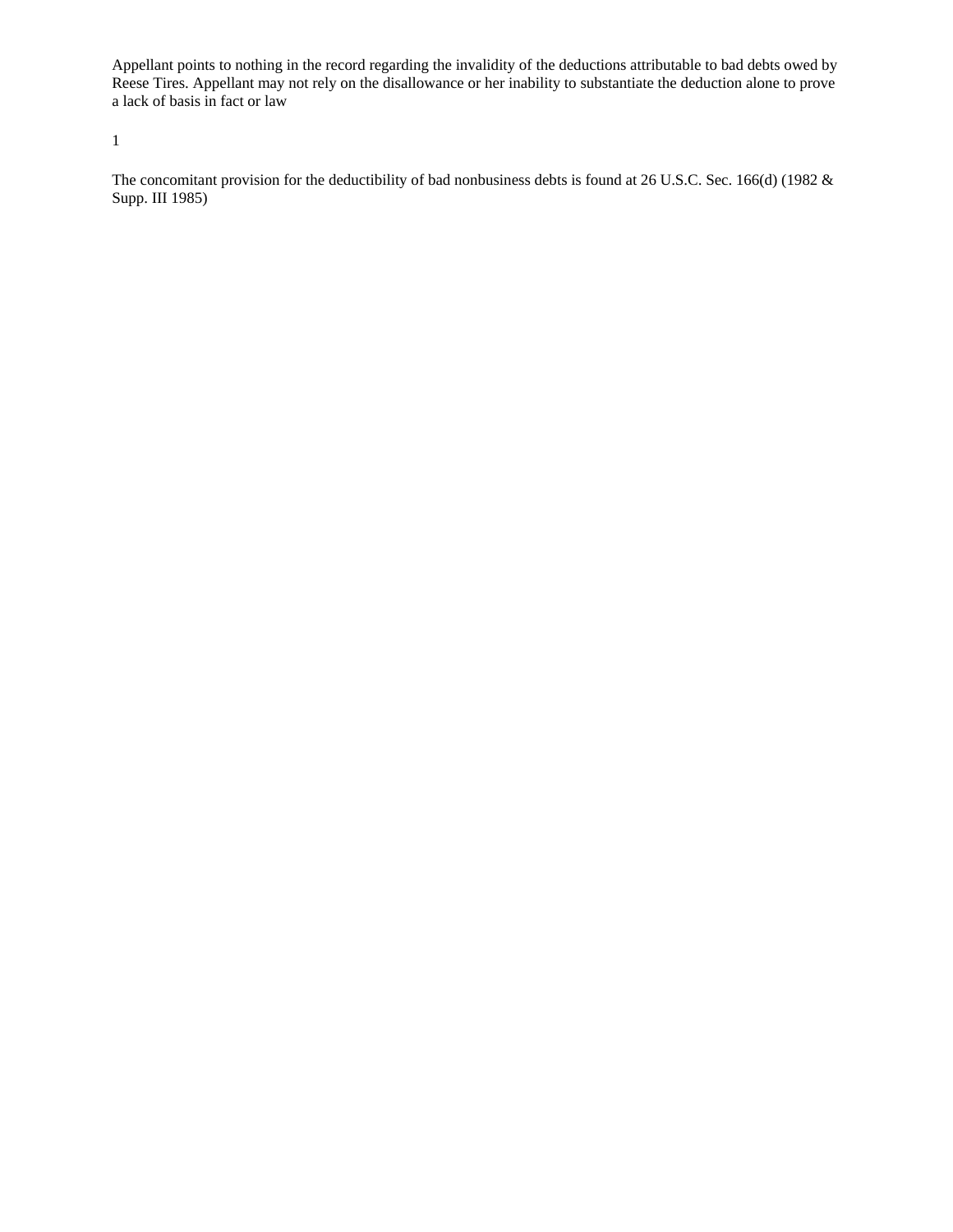Appellant points to nothing in the record regarding the invalidity of the deductions attributable to bad debts owed by Reese Tires. Appellant may not rely on the disallowance or her inability to substantiate the deduction alone to prove a lack of basis in fact or law

1

The concomitant provision for the deductibility of bad nonbusiness debts is found at 26 U.S.C. Sec. 166(d) (1982 & Supp. III 1985)